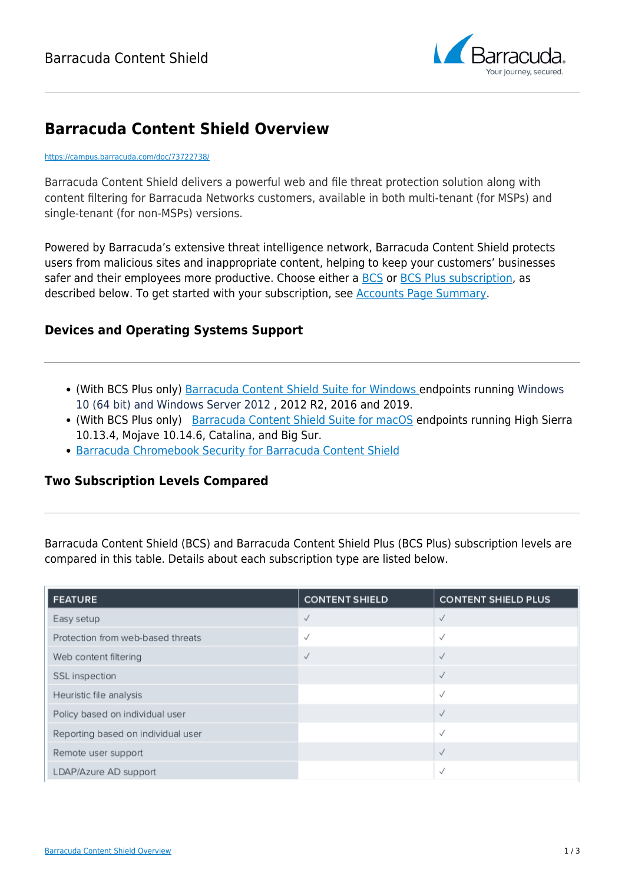# Barracuda Content Shield Overview

https://campus.barracuda.com/doc/73722738/

Barracuda Content Shield delivers a powerful web and file threat protection solution along with content filtering for Barracuda Networks customers, available in both multi-tenant (for MSPs) and single-tenant (for non-MSPs) versions.

Powered by Barracuda's extensive threat intelligence network, Barracuda Content Shield protects users from malicious sites and inappropriate content, helping to keep your customers' businesses safer and their employees more productive. Choose either a BCS or BCS Plus subscription, as described below. To get started with your subscription, see Accounts Page Summary.

## Devices and Operating Systems Support

- (With BCS Plus only) Barracuda Content Shield Suite for Windows endpoints running Windows 10 (64 bit) and Windows Server 2012 , 2012 R2, 2016 and 2019.
- (With BCS Plus only) Barracuda Content Shield Suite for macOS endpoints running High Sierra 10.13.4, Mojave 10.14.6, Catalina, and Big Sur.
- Barracuda Chromebook Security for Barracuda Content Shield

## Two Subscription Levels Compared

Barracuda Content Shield (BCS) and Barracuda Content Shield Plus (BCS Plus) subscription levels are compared in this table. Details about each subscription type are listed below.

| FEATURE | CONTENT SHIELD | CONTENT SHIELD PLUS |
|---|---|---|
| Easy setup | ✓ | ✓ |
| Protection from web-based threats | ✓ | ✓ |
| Web content filtering | ✓ | ✓ |
| SSL inspection | | ✓ |
| Heuristic file analysis | | ✓ |
| Policy based on individual user | | ✓ |
| Reporting based on individual user | | ✓ |
| Remote user support | | ✓ |
| LDAP/Azure AD support | | ✓ |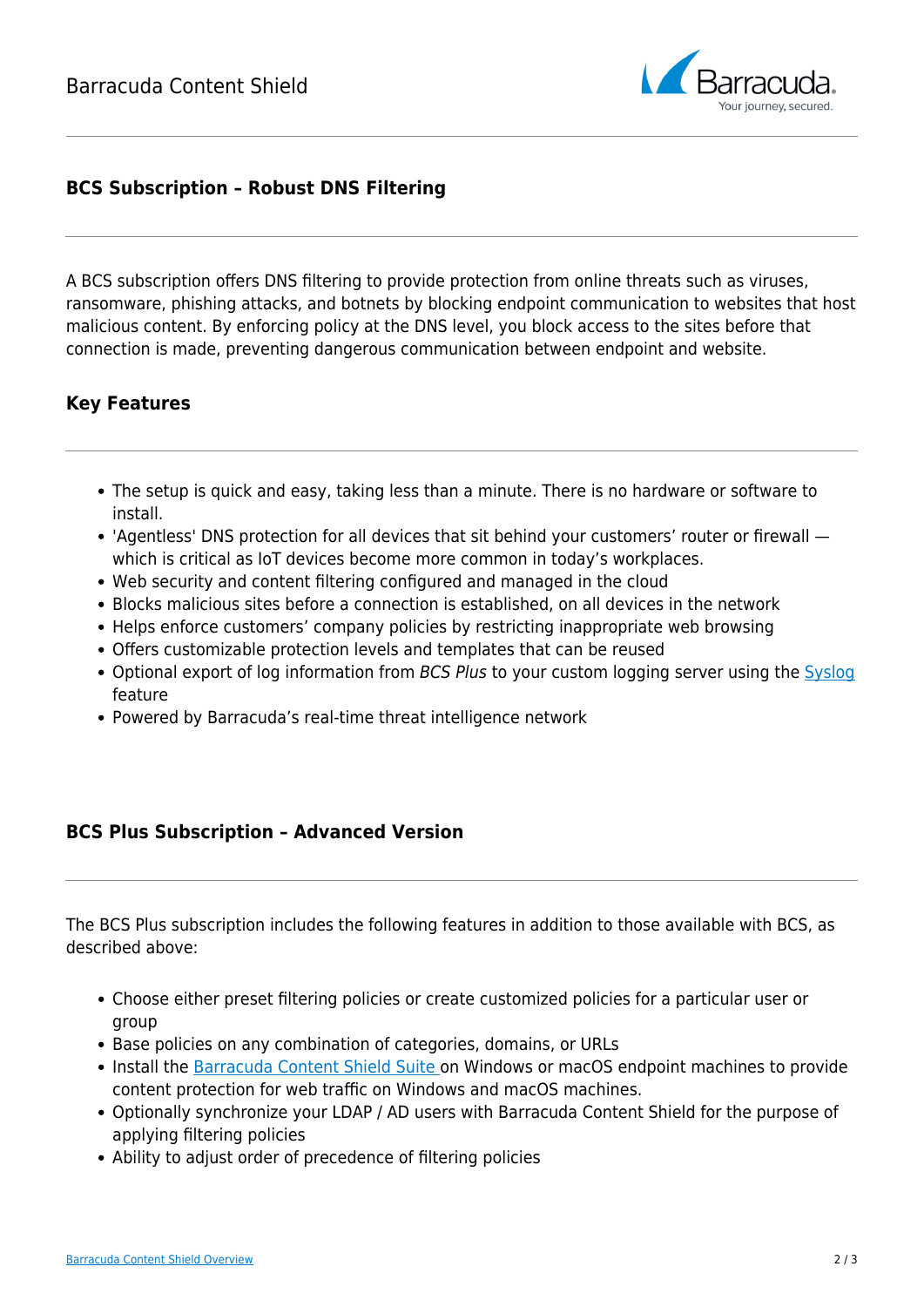## BCS Subscription – Robust DNS Filtering

A BCS subscription offers DNS filtering to provide protection from online threats such as viruses, ransomware, phishing attacks, and botnets by blocking endpoint communication to websites that host malicious content. By enforcing policy at the DNS level, you block access to the sites before that connection is made, preventing dangerous communication between endpoint and website.

### Key Features

- The setup is quick and easy, taking less than a minute. There is no hardware or software to install.
- 'Agentless' DNS protection for all devices that sit behind your customers' router or firewall — which is critical as IoT devices become more common in today's workplaces.
- Web security and content filtering configured and managed in the cloud
- Blocks malicious sites before a connection is established, on all devices in the network
- Helps enforce customers' company policies by restricting inappropriate web browsing
- Offers customizable protection levels and templates that can be reused
- Optional export of log information from *BCS Plus* to your custom logging server using the Syslog feature
- Powered by Barracuda's real-time threat intelligence network

## BCS Plus Subscription – Advanced Version

The BCS Plus subscription includes the following features in addition to those available with BCS, as described above:

- Choose either preset filtering policies or create customized policies for a particular user or group
- Base policies on any combination of categories, domains, or URLs
- Install the Barracuda Content Shield Suite on Windows or macOS endpoint machines to provide content protection for web traffic on Windows and macOS machines.
- Optionally synchronize your LDAP / AD users with Barracuda Content Shield for the purpose of applying filtering policies
- Ability to adjust order of precedence of filtering policies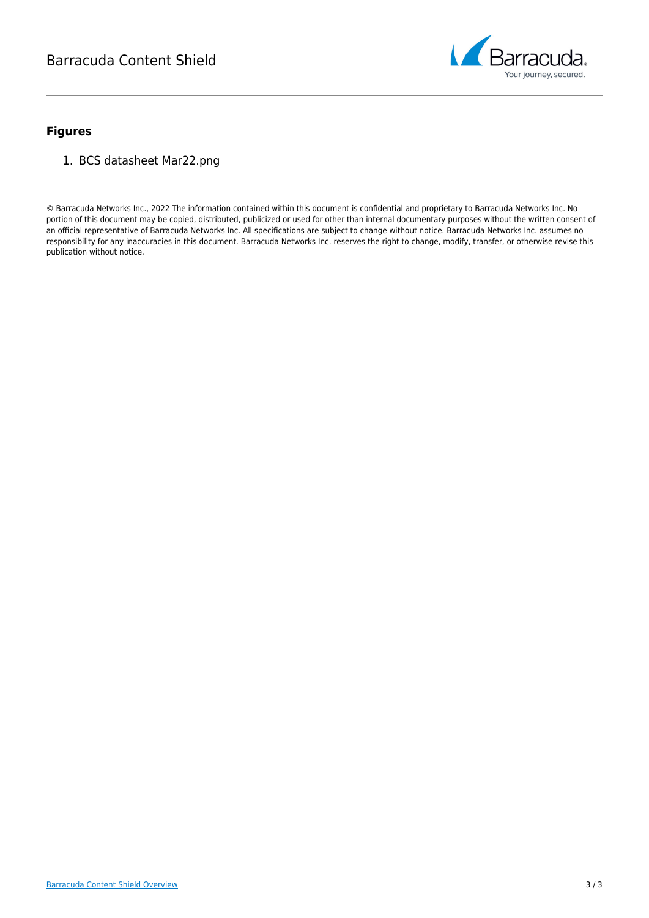## Figures

1. BCS datasheet Mar22.png

© Barracuda Networks Inc., 2022 The information contained within this document is confidential and proprietary to Barracuda Networks Inc. No portion of this document may be copied, distributed, publicized or used for other than internal documentary purposes without the written consent of an official representative of Barracuda Networks Inc. All specifications are subject to change without notice. Barracuda Networks Inc. assumes no responsibility for any inaccuracies in this document. Barracuda Networks Inc. reserves the right to change, modify, transfer, or otherwise revise this publication without notice.